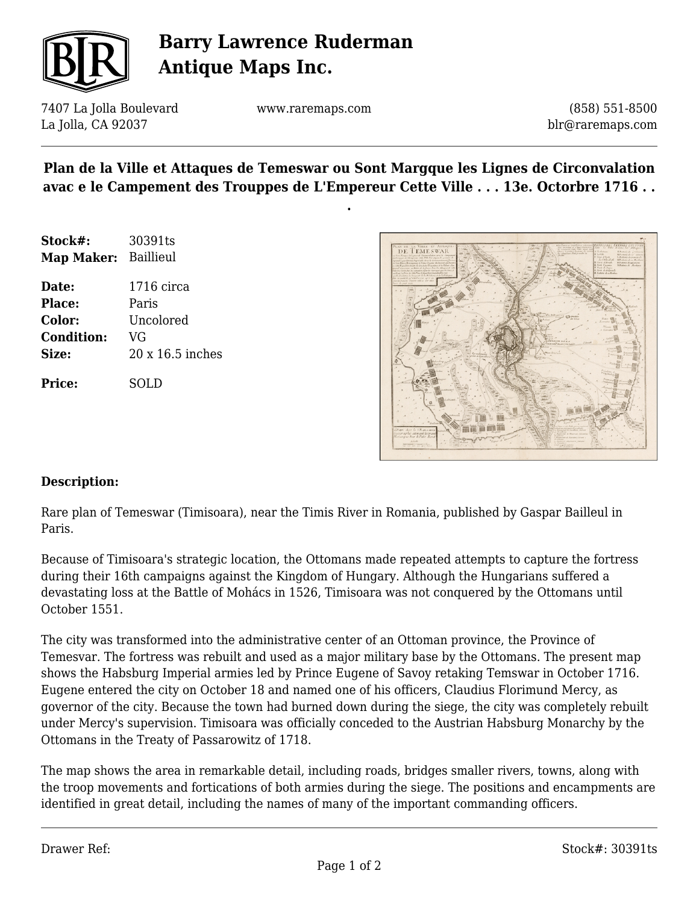# Barry Lawrence Ruderman Antique Maps Inc.

7407 La Jolla Boulevard
La Jolla, CA 92037

www.raremaps.com

(858) 551-8500
blr@raremaps.com

## Plan de la Ville et Attaques de Temeswar ou Sont Margque les Lignes de Circonvalation avac e le Campement des Trouppes de L'Empereur Cette Ville . . . 13e. Octorbre 1716 . . .

**Stock#:** 30391ts
**Map Maker:** Baillieul

**Date:** 1716 circa
**Place:** Paris
**Color:** Uncolored
**Condition:** VG
**Size:** 20 x 16.5 inches

**Price:** SOLD

### Description:

Rare plan of Temeswar (Timisoara), near the Timis River in Romania, published by Gaspar Bailleul in Paris.

Because of Timisoara's strategic location, the Ottomans made repeated attempts to capture the fortress during their 16th campaigns against the Kingdom of Hungary. Although the Hungarians suffered a devastating loss at the Battle of Mohács in 1526, Timisoara was not conquered by the Ottomans until October 1551.

The city was transformed into the administrative center of an Ottoman province, the Province of Temesvar. The fortress was rebuilt and used as a major military base by the Ottomans. The present map shows the Habsburg Imperial armies led by Prince Eugene of Savoy retaking Temswar in October 1716. Eugene entered the city on October 18 and named one of his officers, Claudius Florimund Mercy, as governor of the city. Because the town had burned down during the siege, the city was completely rebuilt under Mercy's supervision. Timisoara was officially conceded to the Austrian Habsburg Monarchy by the Ottomans in the Treaty of Passarowitz of 1718.

The map shows the area in remarkable detail, including roads, bridges smaller rivers, towns, along with the troop movements and fortications of both armies during the siege. The positions and encampments are identified in great detail, including the names of many of the important commanding officers.

Drawer Ref:

Stock#: 30391ts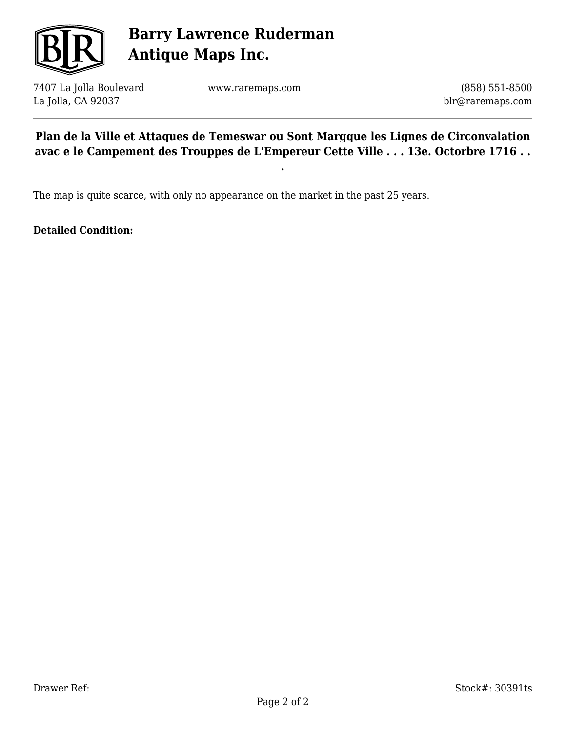**Plan de la Ville et Attaques de Temeswar ou Sont Margque les Lignes de Circonvalation avac e le Campement des Trouppes de L'Empereur Cette Ville . . . 13e. Octorbre 1716 . . .**

The map is quite scarce, with only no appearance on the market in the past 25 years.

**Detailed Condition:**

Drawer Ref:

Stock#: 30391ts